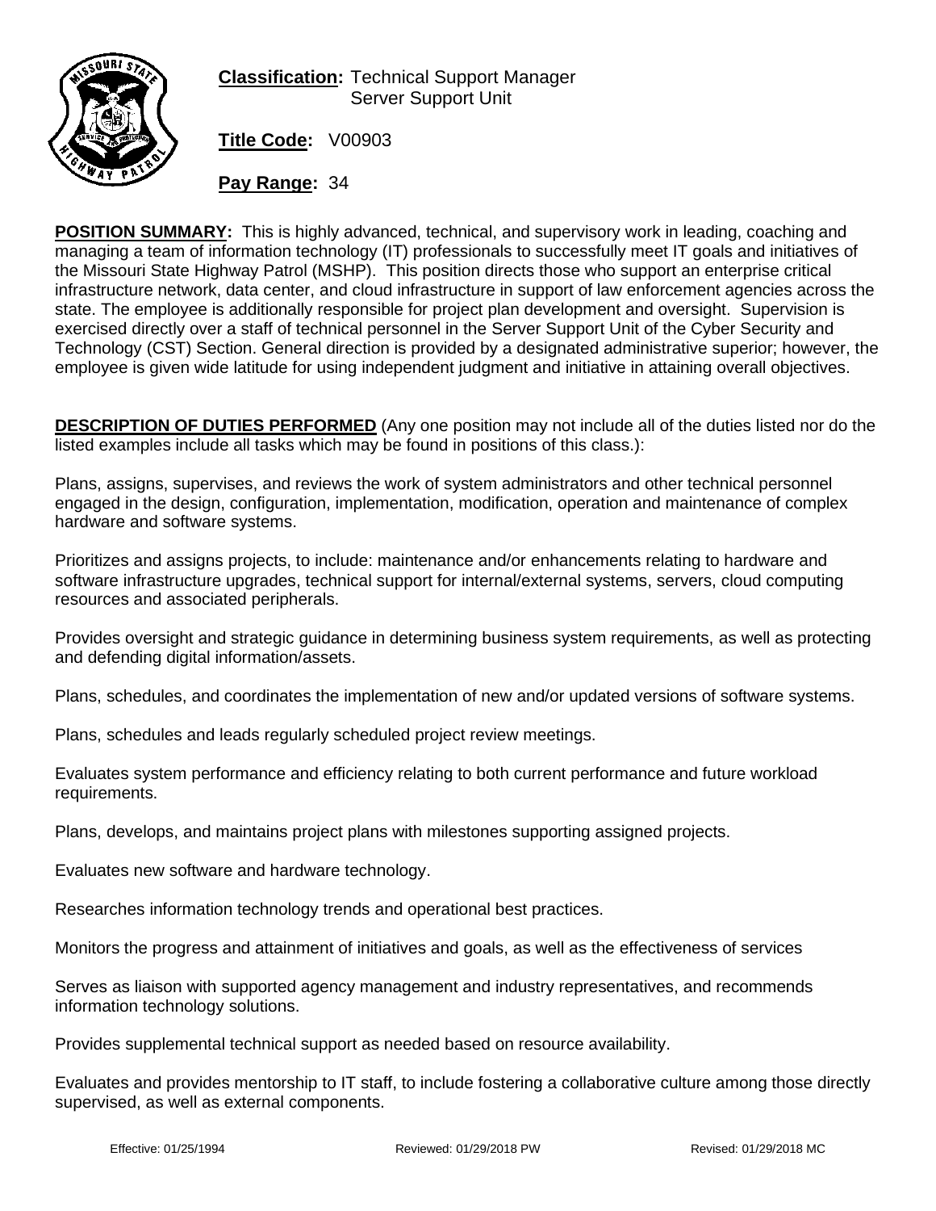**Classification:** Technical Support Manager
Server Support Unit

**Title Code:** V00903

**Pay Range:** 34

**POSITION SUMMARY:** This is highly advanced, technical, and supervisory work in leading, coaching and managing a team of information technology (IT) professionals to successfully meet IT goals and initiatives of the Missouri State Highway Patrol (MSHP). This position directs those who support an enterprise critical infrastructure network, data center, and cloud infrastructure in support of law enforcement agencies across the state. The employee is additionally responsible for project plan development and oversight. Supervision is exercised directly over a staff of technical personnel in the Server Support Unit of the Cyber Security and Technology (CST) Section. General direction is provided by a designated administrative superior; however, the employee is given wide latitude for using independent judgment and initiative in attaining overall objectives.

**DESCRIPTION OF DUTIES PERFORMED** (Any one position may not include all of the duties listed nor do the listed examples include all tasks which may be found in positions of this class.):

Plans, assigns, supervises, and reviews the work of system administrators and other technical personnel engaged in the design, configuration, implementation, modification, operation and maintenance of complex hardware and software systems.

Prioritizes and assigns projects, to include: maintenance and/or enhancements relating to hardware and software infrastructure upgrades, technical support for internal/external systems, servers, cloud computing resources and associated peripherals.

Provides oversight and strategic guidance in determining business system requirements, as well as protecting and defending digital information/assets.

Plans, schedules, and coordinates the implementation of new and/or updated versions of software systems.

Plans, schedules and leads regularly scheduled project review meetings.

Evaluates system performance and efficiency relating to both current performance and future workload requirements.

Plans, develops, and maintains project plans with milestones supporting assigned projects.

Evaluates new software and hardware technology.

Researches information technology trends and operational best practices.

Monitors the progress and attainment of initiatives and goals, as well as the effectiveness of services

Serves as liaison with supported agency management and industry representatives, and recommends information technology solutions.

Provides supplemental technical support as needed based on resource availability.

Evaluates and provides mentorship to IT staff, to include fostering a collaborative culture among those directly supervised, as well as external components.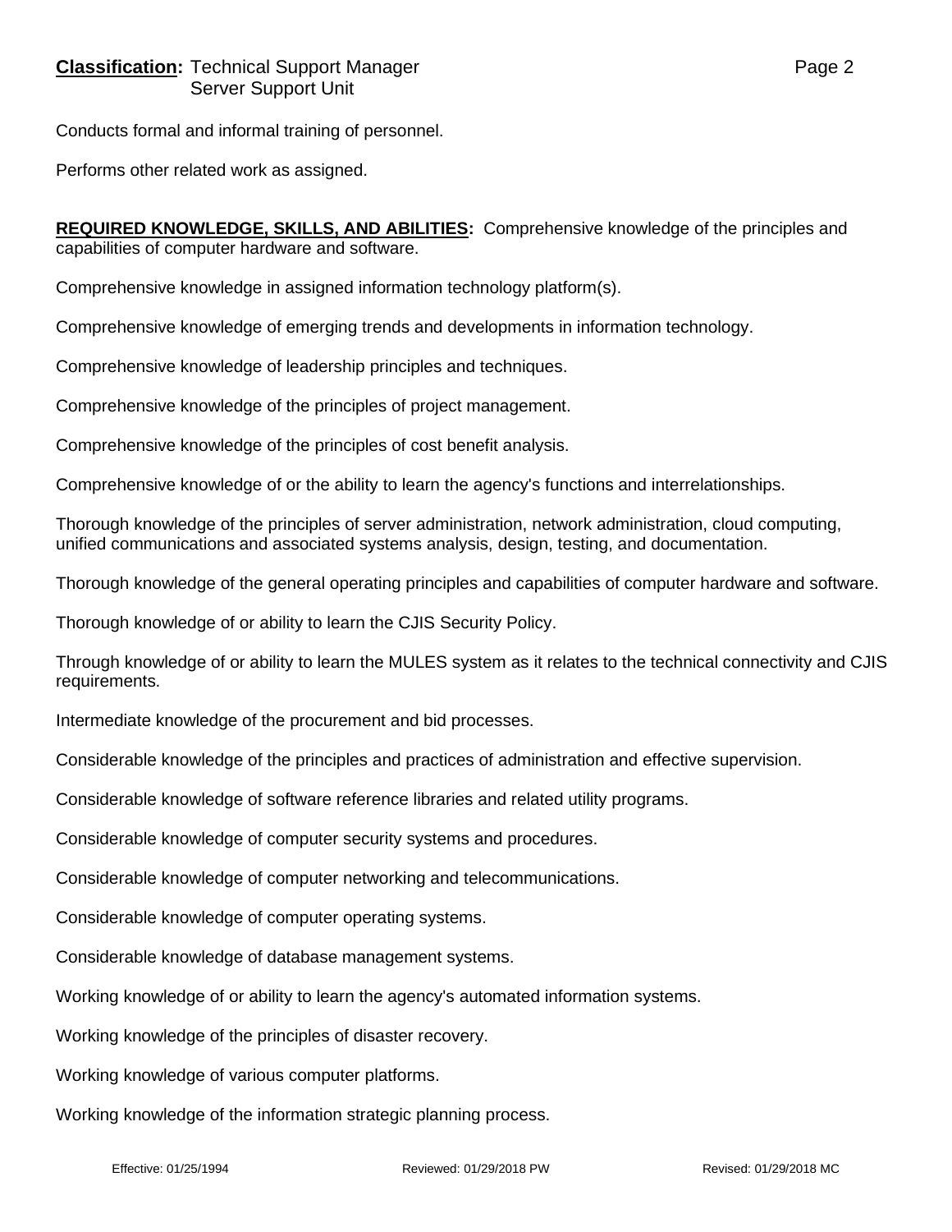Conducts formal and informal training of personnel.

Performs other related work as assigned.

**REQUIRED KNOWLEDGE, SKILLS, AND ABILITIES:** Comprehensive knowledge of the principles and capabilities of computer hardware and software.

Comprehensive knowledge in assigned information technology platform(s).

Comprehensive knowledge of emerging trends and developments in information technology.

Comprehensive knowledge of leadership principles and techniques.

Comprehensive knowledge of the principles of project management.

Comprehensive knowledge of the principles of cost benefit analysis.

Comprehensive knowledge of or the ability to learn the agency's functions and interrelationships.

Thorough knowledge of the principles of server administration, network administration, cloud computing, unified communications and associated systems analysis, design, testing, and documentation.

Thorough knowledge of the general operating principles and capabilities of computer hardware and software.

Thorough knowledge of or ability to learn the CJIS Security Policy.

Through knowledge of or ability to learn the MULES system as it relates to the technical connectivity and CJIS requirements.

Intermediate knowledge of the procurement and bid processes.

Considerable knowledge of the principles and practices of administration and effective supervision.

Considerable knowledge of software reference libraries and related utility programs.

Considerable knowledge of computer security systems and procedures.

Considerable knowledge of computer networking and telecommunications.

Considerable knowledge of computer operating systems.

Considerable knowledge of database management systems.

Working knowledge of or ability to learn the agency's automated information systems.

Working knowledge of the principles of disaster recovery.

Working knowledge of various computer platforms.

Working knowledge of the information strategic planning process.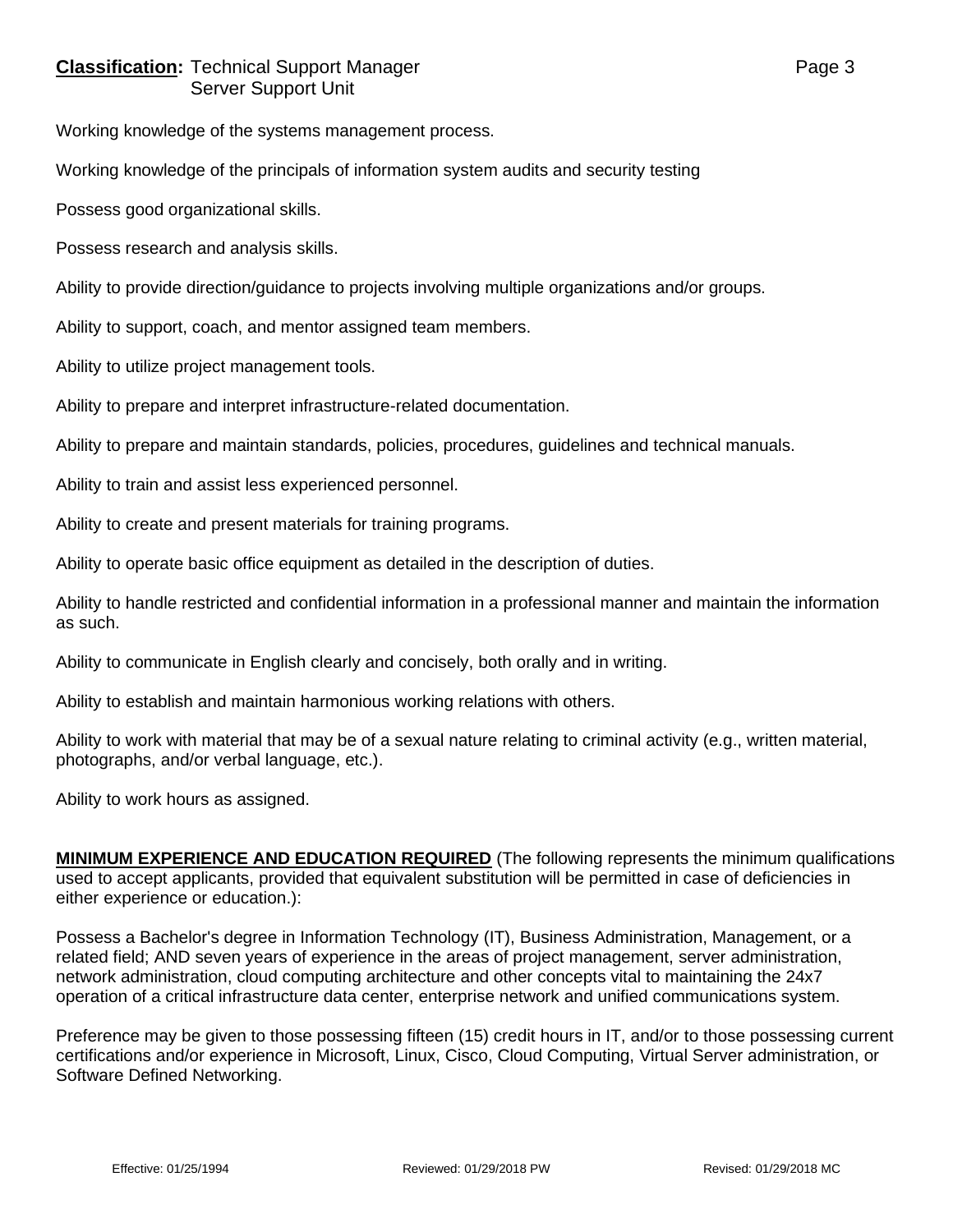Working knowledge of the systems management process.

Working knowledge of the principals of information system audits and security testing

Possess good organizational skills.

Possess research and analysis skills.

Ability to provide direction/guidance to projects involving multiple organizations and/or groups.

Ability to support, coach, and mentor assigned team members.

Ability to utilize project management tools.

Ability to prepare and interpret infrastructure-related documentation.

Ability to prepare and maintain standards, policies, procedures, guidelines and technical manuals.

Ability to train and assist less experienced personnel.

Ability to create and present materials for training programs.

Ability to operate basic office equipment as detailed in the description of duties.

Ability to handle restricted and confidential information in a professional manner and maintain the information as such.

Ability to communicate in English clearly and concisely, both orally and in writing.

Ability to establish and maintain harmonious working relations with others.

Ability to work with material that may be of a sexual nature relating to criminal activity (e.g., written material, photographs, and/or verbal language, etc.).

Ability to work hours as assigned.

**MINIMUM EXPERIENCE AND EDUCATION REQUIRED** (The following represents the minimum qualifications used to accept applicants, provided that equivalent substitution will be permitted in case of deficiencies in either experience or education.):

Possess a Bachelor's degree in Information Technology (IT), Business Administration, Management, or a related field; AND seven years of experience in the areas of project management, server administration, network administration, cloud computing architecture and other concepts vital to maintaining the 24x7 operation of a critical infrastructure data center, enterprise network and unified communications system.

Preference may be given to those possessing fifteen (15) credit hours in IT, and/or to those possessing current certifications and/or experience in Microsoft, Linux, Cisco, Cloud Computing, Virtual Server administration, or Software Defined Networking.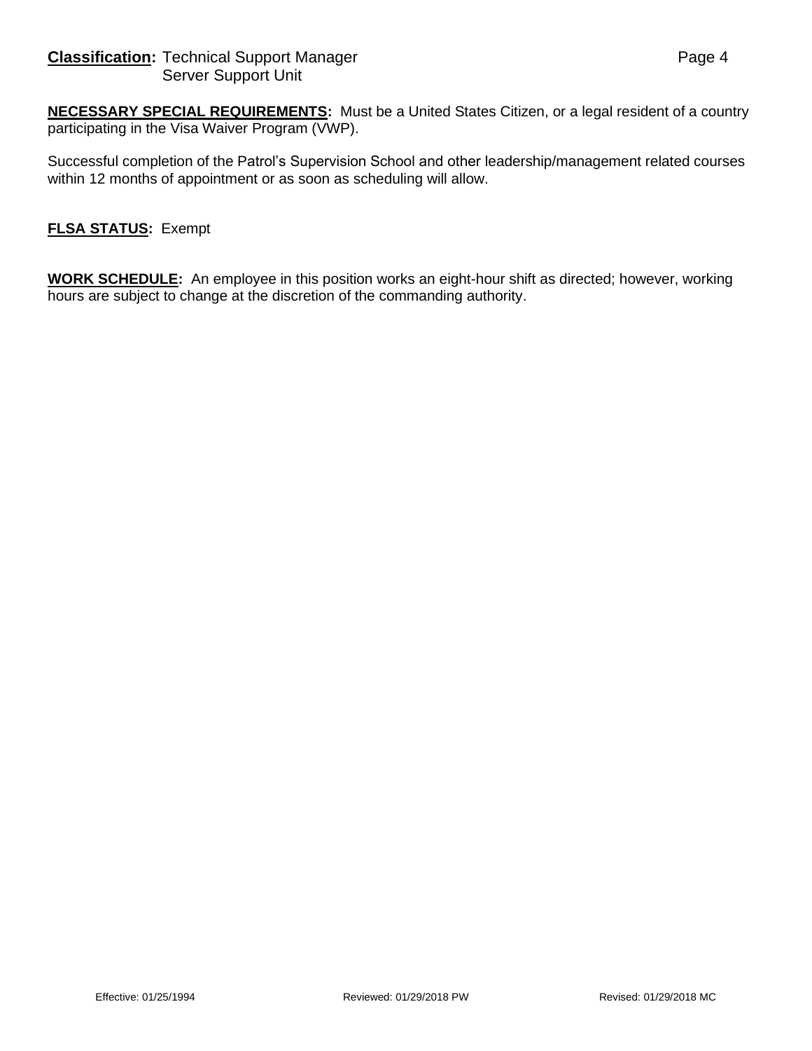**NECESSARY SPECIAL REQUIREMENTS:** Must be a United States Citizen, or a legal resident of a country participating in the Visa Waiver Program (VWP).

Successful completion of the Patrol's Supervision School and other leadership/management related courses within 12 months of appointment or as soon as scheduling will allow.

**FLSA STATUS:** Exempt

**WORK SCHEDULE:** An employee in this position works an eight-hour shift as directed; however, working hours are subject to change at the discretion of the commanding authority.